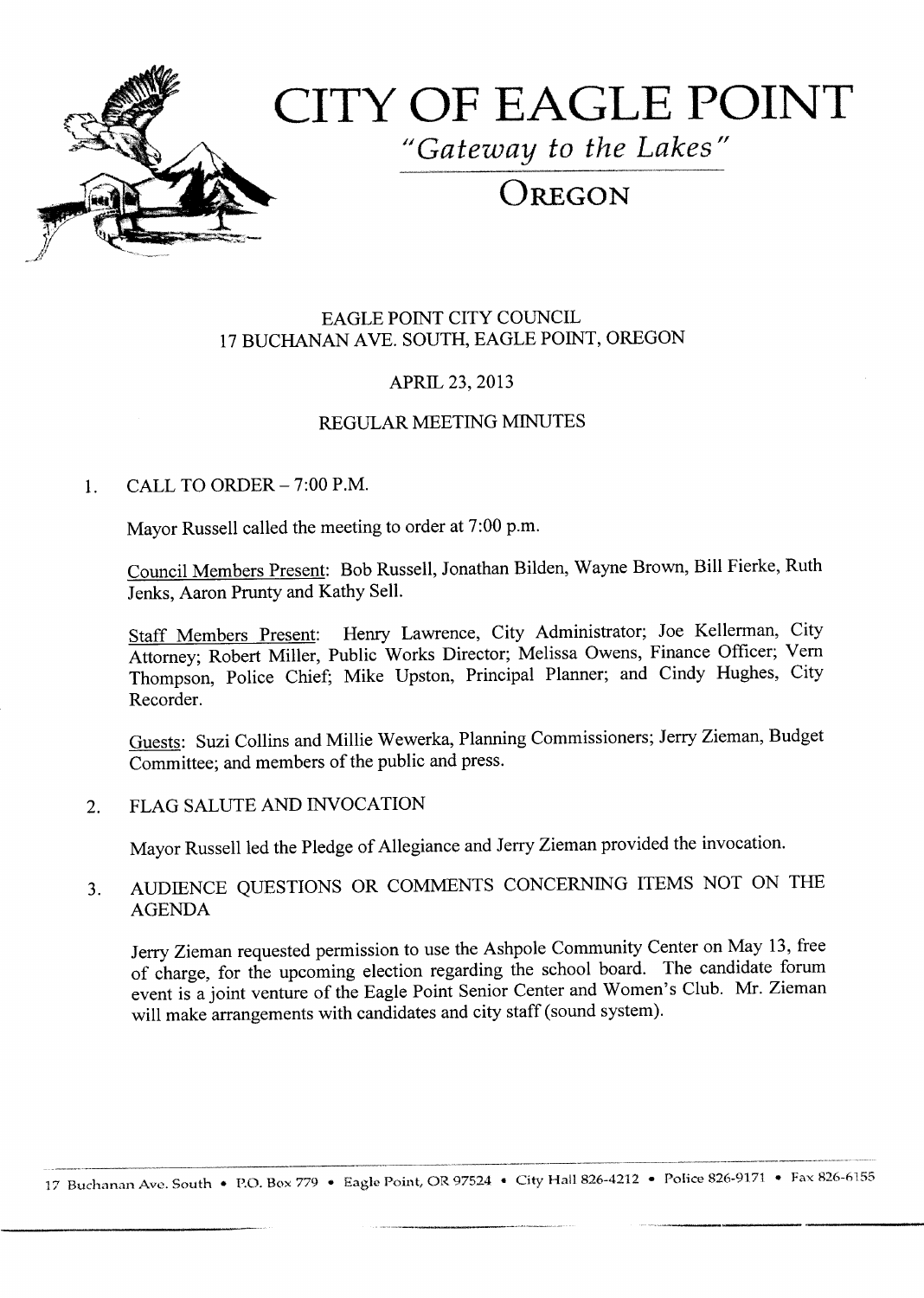# CITY OF EAGLE POINT

*"Gateway to the Lakes"*

## OREGON

EAGLE POINT CITY COUNCIL
17 BUCHANAN AVE. SOUTH, EAGLE POINT, OREGON

APRIL 23, 2013

REGULAR MEETING MINUTES

1. CALL TO ORDER – 7:00 P.M.

   Mayor Russell called the meeting to order at 7:00 p.m.

   Council Members Present: Bob Russell, Jonathan Bilden, Wayne Brown, Bill Fierke, Ruth Jenks, Aaron Prunty and Kathy Sell.

   Staff Members Present: Henry Lawrence, City Administrator; Joe Kellerman, City Attorney; Robert Miller, Public Works Director; Melissa Owens, Finance Officer; Vern Thompson, Police Chief; Mike Upston, Principal Planner; and Cindy Hughes, City Recorder.

   Guests: Suzi Collins and Millie Wewerka, Planning Commissioners; Jerry Zieman, Budget Committee; and members of the public and press.

2. FLAG SALUTE AND INVOCATION

   Mayor Russell led the Pledge of Allegiance and Jerry Zieman provided the invocation.

3. AUDIENCE QUESTIONS OR COMMENTS CONCERNING ITEMS NOT ON THE AGENDA

   Jerry Zieman requested permission to use the Ashpole Community Center on May 13, free of charge, for the upcoming election regarding the school board. The candidate forum event is a joint venture of the Eagle Point Senior Center and Women's Club. Mr. Zieman will make arrangements with candidates and city staff (sound system).

17 Buchanan Ave. South • P.O. Box 779 • Eagle Point, OR 97524 • City Hall 826-4212 • Police 826-9171 • Fax 826-6155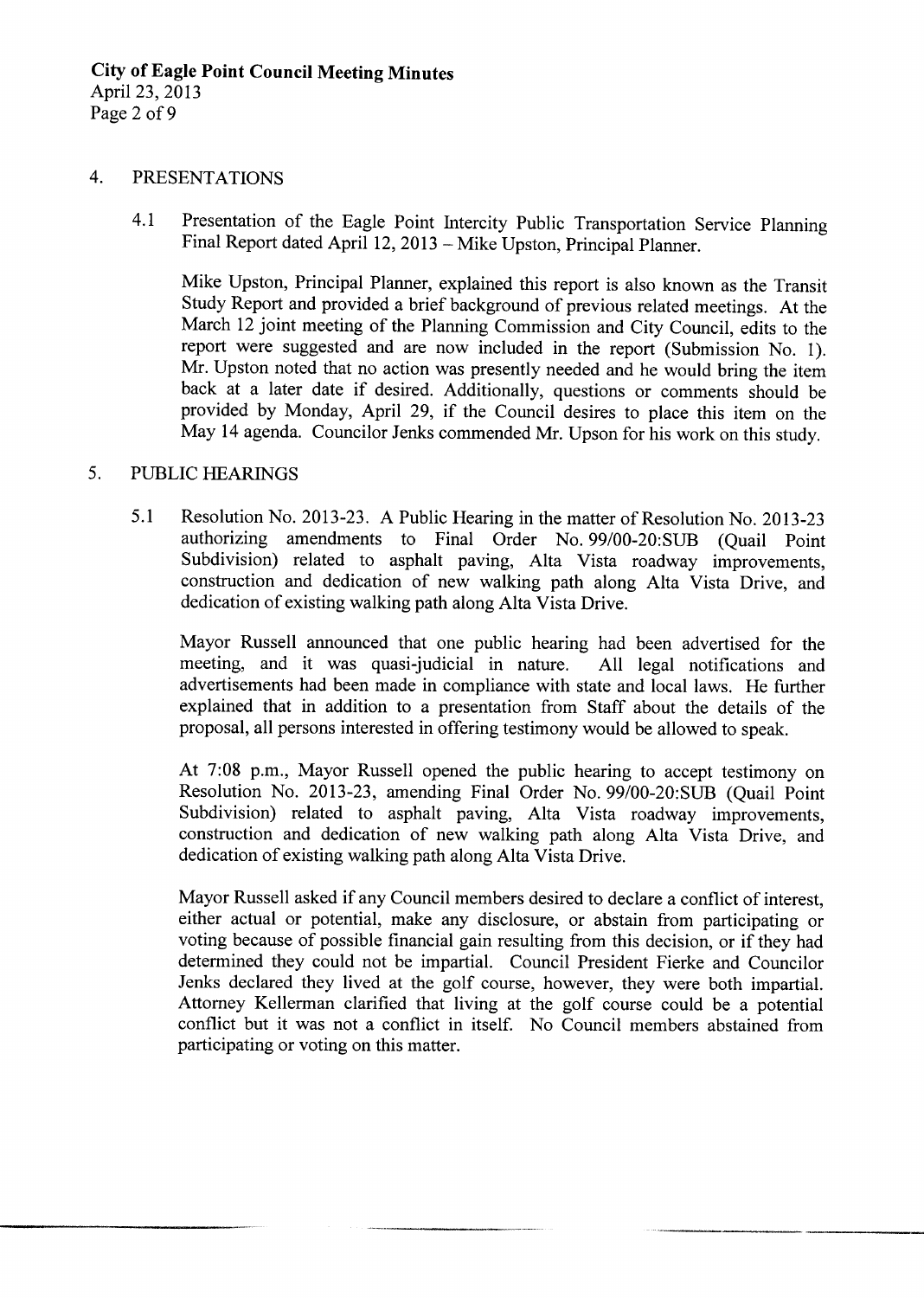## 4. PRESENTATIONS

4.1 Presentation of the Eagle Point Intercity Public Transportation Service Planning Final Report dated April 12, 2013 – Mike Upston, Principal Planner.

Mike Upston, Principal Planner, explained this report is also known as the Transit Study Report and provided a brief background of previous related meetings. At the March 12 joint meeting of the Planning Commission and City Council, edits to the report were suggested and are now included in the report (Submission No. 1). Mr. Upston noted that no action was presently needed and he would bring the item back at a later date if desired. Additionally, questions or comments should be provided by Monday, April 29, if the Council desires to place this item on the May 14 agenda. Councilor Jenks commended Mr. Upson for his work on this study.

## 5. PUBLIC HEARINGS

5.1 Resolution No. 2013-23. A Public Hearing in the matter of Resolution No. 2013-23 authorizing amendments to Final Order No. 99/00-20:SUB (Quail Point Subdivision) related to asphalt paving, Alta Vista roadway improvements, construction and dedication of new walking path along Alta Vista Drive, and dedication of existing walking path along Alta Vista Drive.

Mayor Russell announced that one public hearing had been advertised for the meeting, and it was quasi-judicial in nature. All legal notifications and advertisements had been made in compliance with state and local laws. He further explained that in addition to a presentation from Staff about the details of the proposal, all persons interested in offering testimony would be allowed to speak.

At 7:08 p.m., Mayor Russell opened the public hearing to accept testimony on Resolution No. 2013-23, amending Final Order No. 99/00-20:SUB (Quail Point Subdivision) related to asphalt paving, Alta Vista roadway improvements, construction and dedication of new walking path along Alta Vista Drive, and dedication of existing walking path along Alta Vista Drive.

Mayor Russell asked if any Council members desired to declare a conflict of interest, either actual or potential, make any disclosure, or abstain from participating or voting because of possible financial gain resulting from this decision, or if they had determined they could not be impartial. Council President Fierke and Councilor Jenks declared they lived at the golf course, however, they were both impartial. Attorney Kellerman clarified that living at the golf course could be a potential conflict but it was not a conflict in itself. No Council members abstained from participating or voting on this matter.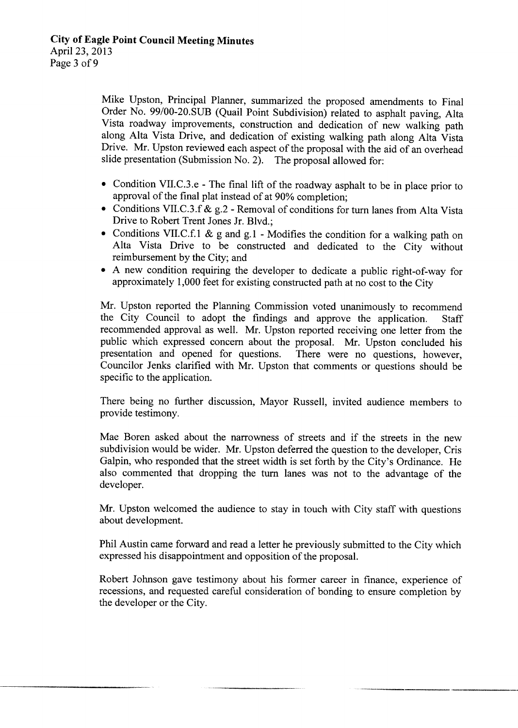Mike Upston, Principal Planner, summarized the proposed amendments to Final Order No. 99/00-20.SUB (Quail Point Subdivision) related to asphalt paving, Alta Vista roadway improvements, construction and dedication of new walking path along Alta Vista Drive, and dedication of existing walking path along Alta Vista Drive. Mr. Upston reviewed each aspect of the proposal with the aid of an overhead slide presentation (Submission No. 2). The proposal allowed for:

- Condition VII.C.3.e - The final lift of the roadway asphalt to be in place prior to approval of the final plat instead of at 90% completion;
- Conditions VII.C.3.f & g.2 - Removal of conditions for turn lanes from Alta Vista Drive to Robert Trent Jones Jr. Blvd.;
- Conditions VII.C.f.1 & g and g.1 - Modifies the condition for a walking path on Alta Vista Drive to be constructed and dedicated to the City without reimbursement by the City; and
- A new condition requiring the developer to dedicate a public right-of-way for approximately 1,000 feet for existing constructed path at no cost to the City

Mr. Upston reported the Planning Commission voted unanimously to recommend the City Council to adopt the findings and approve the application. Staff recommended approval as well. Mr. Upston reported receiving one letter from the public which expressed concern about the proposal. Mr. Upston concluded his presentation and opened for questions. There were no questions, however, Councilor Jenks clarified with Mr. Upston that comments or questions should be specific to the application.

There being no further discussion, Mayor Russell, invited audience members to provide testimony.

Mae Boren asked about the narrowness of streets and if the streets in the new subdivision would be wider. Mr. Upston deferred the question to the developer, Cris Galpin, who responded that the street width is set forth by the City's Ordinance. He also commented that dropping the turn lanes was not to the advantage of the developer.

Mr. Upston welcomed the audience to stay in touch with City staff with questions about development.

Phil Austin came forward and read a letter he previously submitted to the City which expressed his disappointment and opposition of the proposal.

Robert Johnson gave testimony about his former career in finance, experience of recessions, and requested careful consideration of bonding to ensure completion by the developer or the City.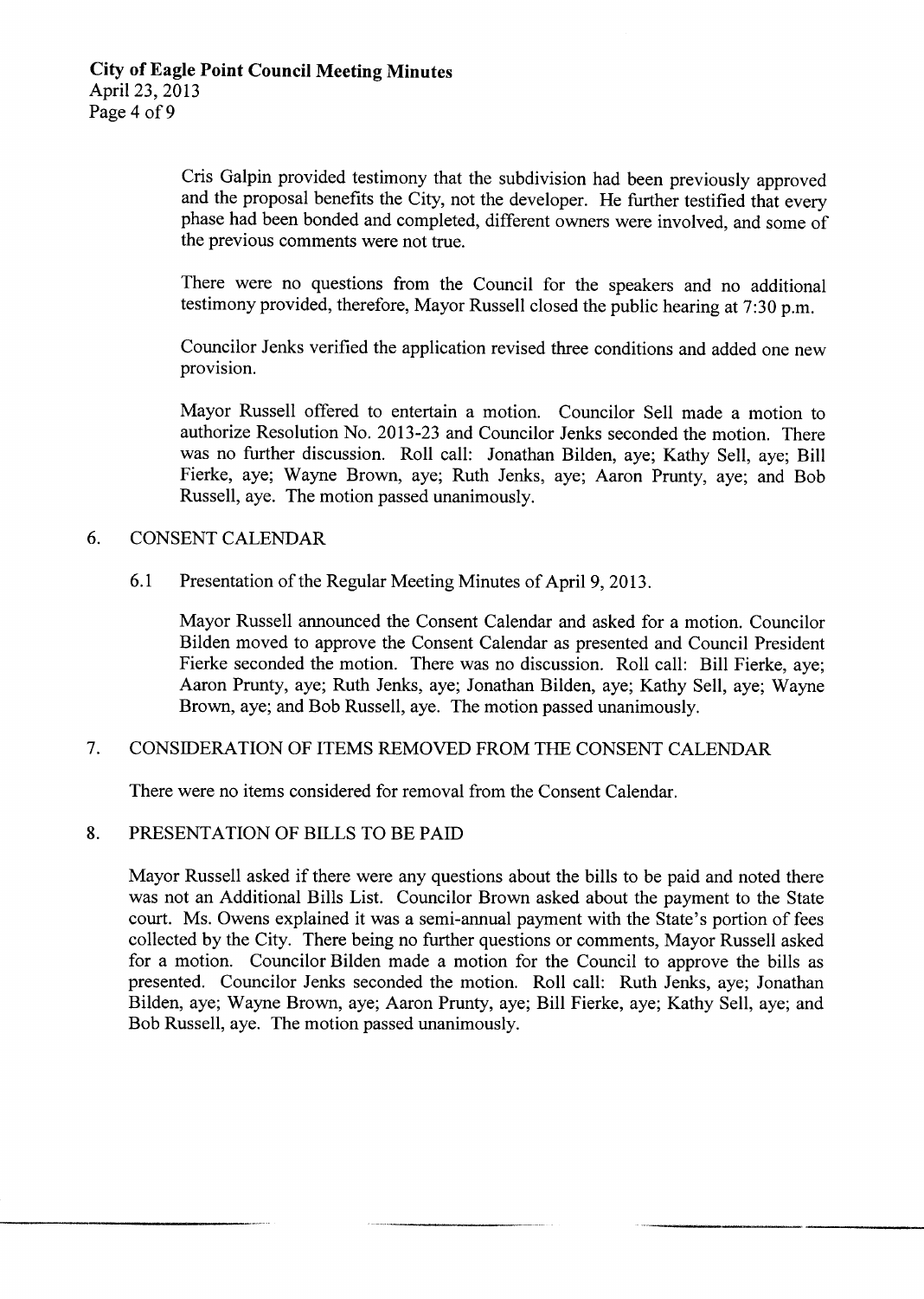Cris Galpin provided testimony that the subdivision had been previously approved and the proposal benefits the City, not the developer. He further testified that every phase had been bonded and completed, different owners were involved, and some of the previous comments were not true.

There were no questions from the Council for the speakers and no additional testimony provided, therefore, Mayor Russell closed the public hearing at 7:30 p.m.

Councilor Jenks verified the application revised three conditions and added one new provision.

Mayor Russell offered to entertain a motion. Councilor Sell made a motion to authorize Resolution No. 2013-23 and Councilor Jenks seconded the motion. There was no further discussion. Roll call: Jonathan Bilden, aye; Kathy Sell, aye; Bill Fierke, aye; Wayne Brown, aye; Ruth Jenks, aye; Aaron Prunty, aye; and Bob Russell, aye. The motion passed unanimously.

## 6. CONSENT CALENDAR

6.1 Presentation of the Regular Meeting Minutes of April 9, 2013.

Mayor Russell announced the Consent Calendar and asked for a motion. Councilor Bilden moved to approve the Consent Calendar as presented and Council President Fierke seconded the motion. There was no discussion. Roll call: Bill Fierke, aye; Aaron Prunty, aye; Ruth Jenks, aye; Jonathan Bilden, aye; Kathy Sell, aye; Wayne Brown, aye; and Bob Russell, aye. The motion passed unanimously.

## 7. CONSIDERATION OF ITEMS REMOVED FROM THE CONSENT CALENDAR

There were no items considered for removal from the Consent Calendar.

## 8. PRESENTATION OF BILLS TO BE PAID

Mayor Russell asked if there were any questions about the bills to be paid and noted there was not an Additional Bills List. Councilor Brown asked about the payment to the State court. Ms. Owens explained it was a semi-annual payment with the State's portion of fees collected by the City. There being no further questions or comments, Mayor Russell asked for a motion. Councilor Bilden made a motion for the Council to approve the bills as presented. Councilor Jenks seconded the motion. Roll call: Ruth Jenks, aye; Jonathan Bilden, aye; Wayne Brown, aye; Aaron Prunty, aye; Bill Fierke, aye; Kathy Sell, aye; and Bob Russell, aye. The motion passed unanimously.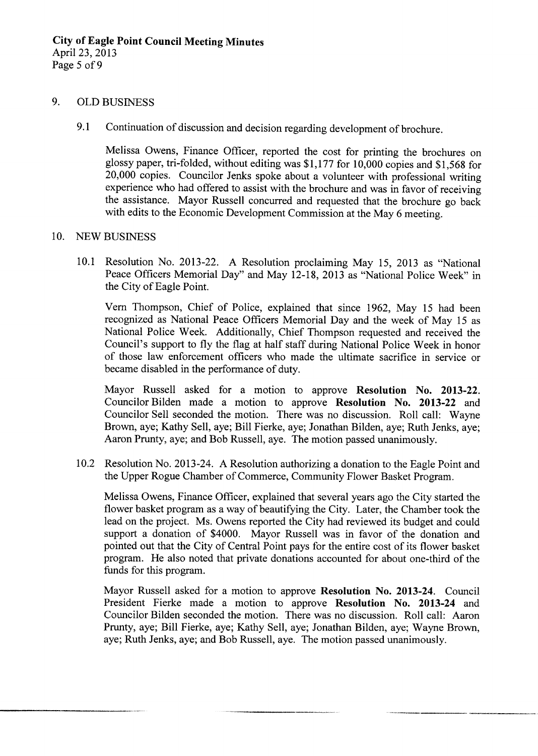## 9. OLD BUSINESS

### 9.1 Continuation of discussion and decision regarding development of brochure.

Melissa Owens, Finance Officer, reported the cost for printing the brochures on glossy paper, tri-folded, without editing was $1,177 for 10,000 copies and $1,568 for 20,000 copies. Councilor Jenks spoke about a volunteer with professional writing experience who had offered to assist with the brochure and was in favor of receiving the assistance. Mayor Russell concurred and requested that the brochure go back with edits to the Economic Development Commission at the May 6 meeting.

## 10. NEW BUSINESS

### 10.1 Resolution No. 2013-22. A Resolution proclaiming May 15, 2013 as "National Peace Officers Memorial Day" and May 12-18, 2013 as "National Police Week" in the City of Eagle Point.

Vern Thompson, Chief of Police, explained that since 1962, May 15 had been recognized as National Peace Officers Memorial Day and the week of May 15 as National Police Week. Additionally, Chief Thompson requested and received the Council's support to fly the flag at half staff during National Police Week in honor of those law enforcement officers who made the ultimate sacrifice in service or became disabled in the performance of duty.

Mayor Russell asked for a motion to approve **Resolution No. 2013-22**. Councilor Bilden made a motion to approve **Resolution No. 2013-22** and Councilor Sell seconded the motion. There was no discussion. Roll call: Wayne Brown, aye; Kathy Sell, aye; Bill Fierke, aye; Jonathan Bilden, aye; Ruth Jenks, aye; Aaron Prunty, aye; and Bob Russell, aye. The motion passed unanimously.

### 10.2 Resolution No. 2013-24. A Resolution authorizing a donation to the Eagle Point and the Upper Rogue Chamber of Commerce, Community Flower Basket Program.

Melissa Owens, Finance Officer, explained that several years ago the City started the flower basket program as a way of beautifying the City. Later, the Chamber took the lead on the project. Ms. Owens reported the City had reviewed its budget and could support a donation of $4000. Mayor Russell was in favor of the donation and pointed out that the City of Central Point pays for the entire cost of its flower basket program. He also noted that private donations accounted for about one-third of the funds for this program.

Mayor Russell asked for a motion to approve **Resolution No. 2013-24**. Council President Fierke made a motion to approve **Resolution No. 2013-24** and Councilor Bilden seconded the motion. There was no discussion. Roll call: Aaron Prunty, aye; Bill Fierke, aye; Kathy Sell, aye; Jonathan Bilden, aye; Wayne Brown, aye; Ruth Jenks, aye; and Bob Russell, aye. The motion passed unanimously.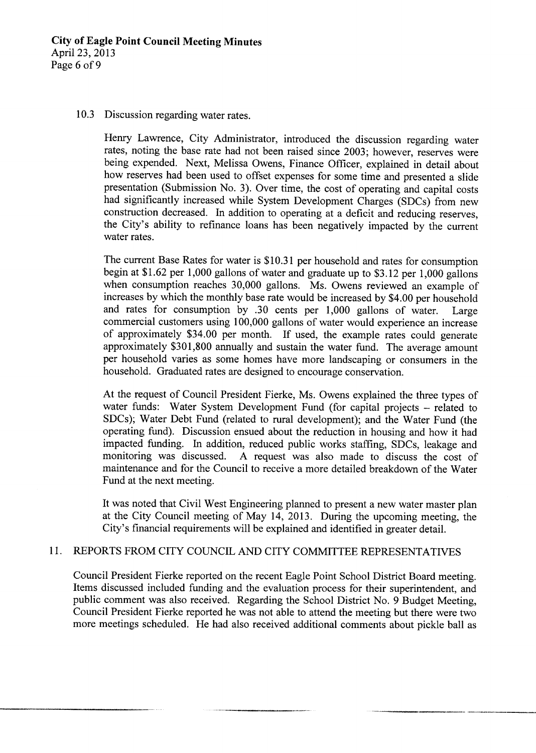10.3 Discussion regarding water rates.

Henry Lawrence, City Administrator, introduced the discussion regarding water rates, noting the base rate had not been raised since 2003; however, reserves were being expended. Next, Melissa Owens, Finance Officer, explained in detail about how reserves had been used to offset expenses for some time and presented a slide presentation (Submission No. 3). Over time, the cost of operating and capital costs had significantly increased while System Development Charges (SDCs) from new construction decreased. In addition to operating at a deficit and reducing reserves, the City's ability to refinance loans has been negatively impacted by the current water rates.

The current Base Rates for water is $10.31 per household and rates for consumption begin at $1.62 per 1,000 gallons of water and graduate up to $3.12 per 1,000 gallons when consumption reaches 30,000 gallons. Ms. Owens reviewed an example of increases by which the monthly base rate would be increased by $4.00 per household and rates for consumption by .30 cents per 1,000 gallons of water. Large commercial customers using 100,000 gallons of water would experience an increase of approximately $34.00 per month. If used, the example rates could generate approximately $301,800 annually and sustain the water fund. The average amount per household varies as some homes have more landscaping or consumers in the household. Graduated rates are designed to encourage conservation.

At the request of Council President Fierke, Ms. Owens explained the three types of water funds: Water System Development Fund (for capital projects – related to SDCs); Water Debt Fund (related to rural development); and the Water Fund (the operating fund). Discussion ensued about the reduction in housing and how it had impacted funding. In addition, reduced public works staffing, SDCs, leakage and monitoring was discussed. A request was also made to discuss the cost of maintenance and for the Council to receive a more detailed breakdown of the Water Fund at the next meeting.

It was noted that Civil West Engineering planned to present a new water master plan at the City Council meeting of May 14, 2013. During the upcoming meeting, the City's financial requirements will be explained and identified in greater detail.

## 11. REPORTS FROM CITY COUNCIL AND CITY COMMITTEE REPRESENTATIVES

Council President Fierke reported on the recent Eagle Point School District Board meeting. Items discussed included funding and the evaluation process for their superintendent, and public comment was also received. Regarding the School District No. 9 Budget Meeting, Council President Fierke reported he was not able to attend the meeting but there were two more meetings scheduled. He had also received additional comments about pickle ball as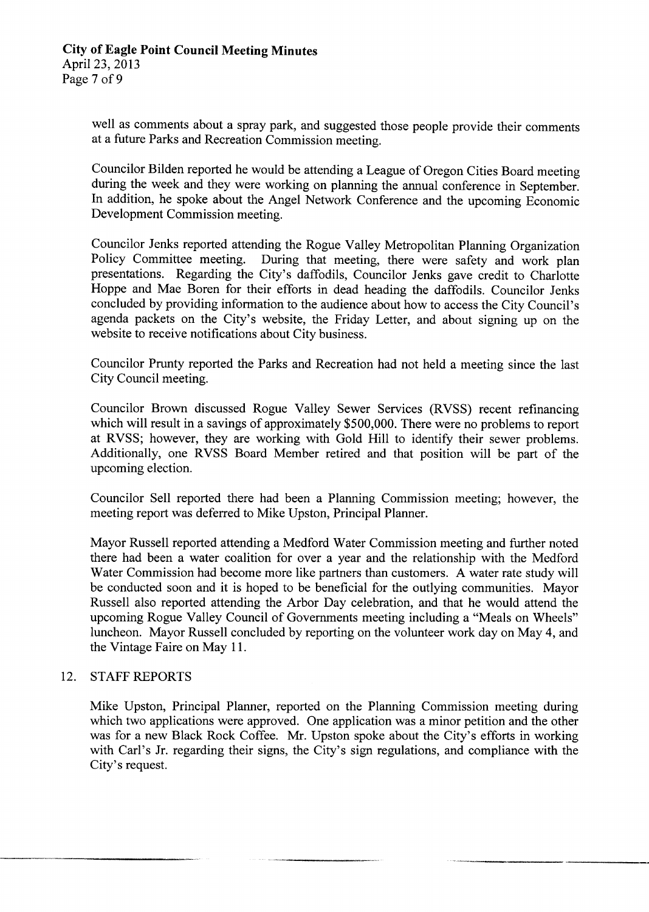well as comments about a spray park, and suggested those people provide their comments at a future Parks and Recreation Commission meeting.

Councilor Bilden reported he would be attending a League of Oregon Cities Board meeting during the week and they were working on planning the annual conference in September. In addition, he spoke about the Angel Network Conference and the upcoming Economic Development Commission meeting.

Councilor Jenks reported attending the Rogue Valley Metropolitan Planning Organization Policy Committee meeting. During that meeting, there were safety and work plan presentations. Regarding the City's daffodils, Councilor Jenks gave credit to Charlotte Hoppe and Mae Boren for their efforts in dead heading the daffodils. Councilor Jenks concluded by providing information to the audience about how to access the City Council's agenda packets on the City's website, the Friday Letter, and about signing up on the website to receive notifications about City business.

Councilor Prunty reported the Parks and Recreation had not held a meeting since the last City Council meeting.

Councilor Brown discussed Rogue Valley Sewer Services (RVSS) recent refinancing which will result in a savings of approximately $500,000. There were no problems to report at RVSS; however, they are working with Gold Hill to identify their sewer problems. Additionally, one RVSS Board Member retired and that position will be part of the upcoming election.

Councilor Sell reported there had been a Planning Commission meeting; however, the meeting report was deferred to Mike Upston, Principal Planner.

Mayor Russell reported attending a Medford Water Commission meeting and further noted there had been a water coalition for over a year and the relationship with the Medford Water Commission had become more like partners than customers. A water rate study will be conducted soon and it is hoped to be beneficial for the outlying communities. Mayor Russell also reported attending the Arbor Day celebration, and that he would attend the upcoming Rogue Valley Council of Governments meeting including a "Meals on Wheels" luncheon. Mayor Russell concluded by reporting on the volunteer work day on May 4, and the Vintage Faire on May 11.

## 12. STAFF REPORTS

Mike Upston, Principal Planner, reported on the Planning Commission meeting during which two applications were approved. One application was a minor petition and the other was for a new Black Rock Coffee. Mr. Upston spoke about the City's efforts in working with Carl's Jr. regarding their signs, the City's sign regulations, and compliance with the City's request.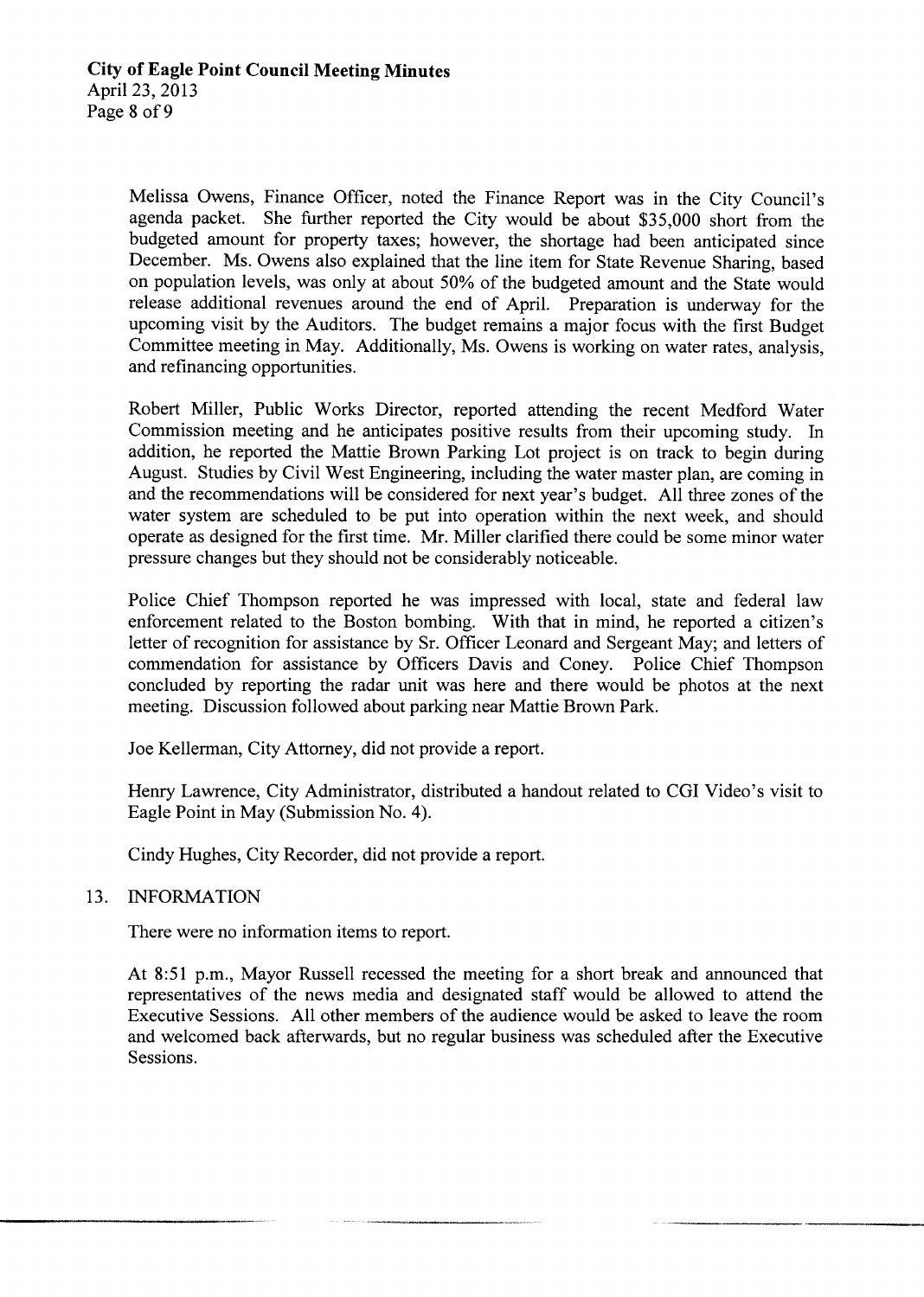Melissa Owens, Finance Officer, noted the Finance Report was in the City Council's agenda packet. She further reported the City would be about $35,000 short from the budgeted amount for property taxes; however, the shortage had been anticipated since December. Ms. Owens also explained that the line item for State Revenue Sharing, based on population levels, was only at about 50% of the budgeted amount and the State would release additional revenues around the end of April. Preparation is underway for the upcoming visit by the Auditors. The budget remains a major focus with the first Budget Committee meeting in May. Additionally, Ms. Owens is working on water rates, analysis, and refinancing opportunities.

Robert Miller, Public Works Director, reported attending the recent Medford Water Commission meeting and he anticipates positive results from their upcoming study. In addition, he reported the Mattie Brown Parking Lot project is on track to begin during August. Studies by Civil West Engineering, including the water master plan, are coming in and the recommendations will be considered for next year's budget. All three zones of the water system are scheduled to be put into operation within the next week, and should operate as designed for the first time. Mr. Miller clarified there could be some minor water pressure changes but they should not be considerably noticeable.

Police Chief Thompson reported he was impressed with local, state and federal law enforcement related to the Boston bombing. With that in mind, he reported a citizen's letter of recognition for assistance by Sr. Officer Leonard and Sergeant May; and letters of commendation for assistance by Officers Davis and Coney. Police Chief Thompson concluded by reporting the radar unit was here and there would be photos at the next meeting. Discussion followed about parking near Mattie Brown Park.

Joe Kellerman, City Attorney, did not provide a report.

Henry Lawrence, City Administrator, distributed a handout related to CGI Video's visit to Eagle Point in May (Submission No. 4).

Cindy Hughes, City Recorder, did not provide a report.

13. INFORMATION

There were no information items to report.

At 8:51 p.m., Mayor Russell recessed the meeting for a short break and announced that representatives of the news media and designated staff would be allowed to attend the Executive Sessions. All other members of the audience would be asked to leave the room and welcomed back afterwards, but no regular business was scheduled after the Executive Sessions.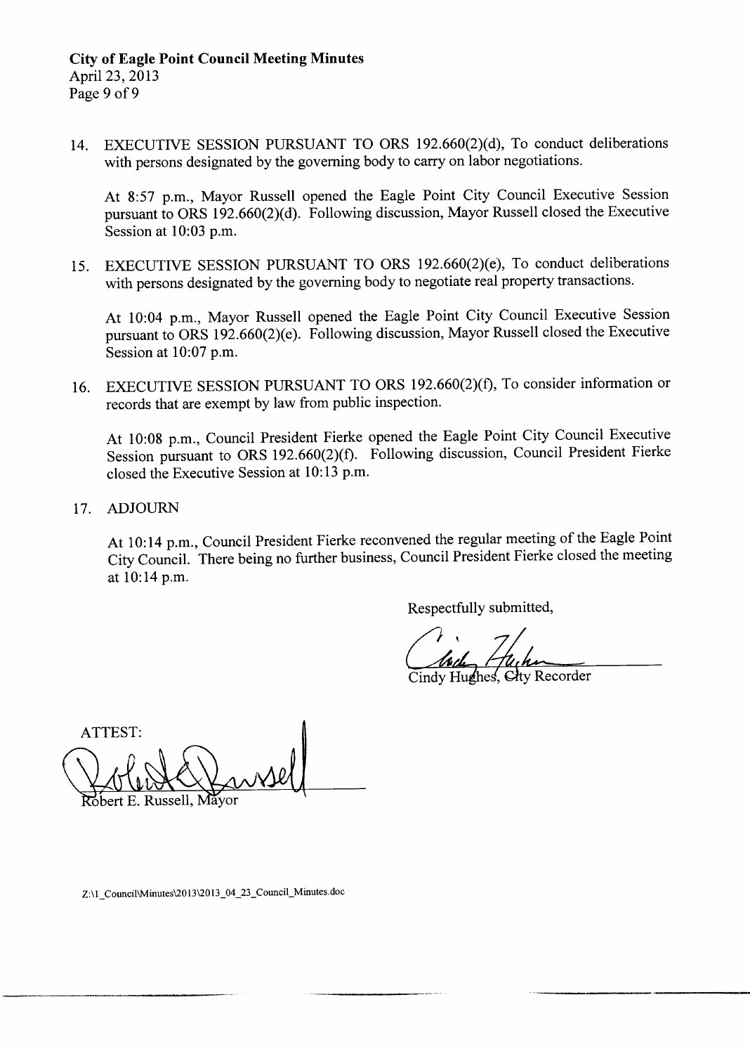14. EXECUTIVE SESSION PURSUANT TO ORS 192.660(2)(d), To conduct deliberations with persons designated by the governing body to carry on labor negotiations.

    At 8:57 p.m., Mayor Russell opened the Eagle Point City Council Executive Session pursuant to ORS 192.660(2)(d). Following discussion, Mayor Russell closed the Executive Session at 10:03 p.m.

15. EXECUTIVE SESSION PURSUANT TO ORS 192.660(2)(e), To conduct deliberations with persons designated by the governing body to negotiate real property transactions.

    At 10:04 p.m., Mayor Russell opened the Eagle Point City Council Executive Session pursuant to ORS 192.660(2)(e). Following discussion, Mayor Russell closed the Executive Session at 10:07 p.m.

16. EXECUTIVE SESSION PURSUANT TO ORS 192.660(2)(f), To consider information or records that are exempt by law from public inspection.

    At 10:08 p.m., Council President Fierke opened the Eagle Point City Council Executive Session pursuant to ORS 192.660(2)(f). Following discussion, Council President Fierke closed the Executive Session at 10:13 p.m.

17. ADJOURN

    At 10:14 p.m., Council President Fierke reconvened the regular meeting of the Eagle Point City Council. There being no further business, Council President Fierke closed the meeting at 10:14 p.m.

Respectfully submitted,

Cindy Hughes, City Recorder

ATTEST:

Robert E. Russell, Mayor

Z:\1_Council\Minutes\2013\2013_04_23_Council_Minutes.doc